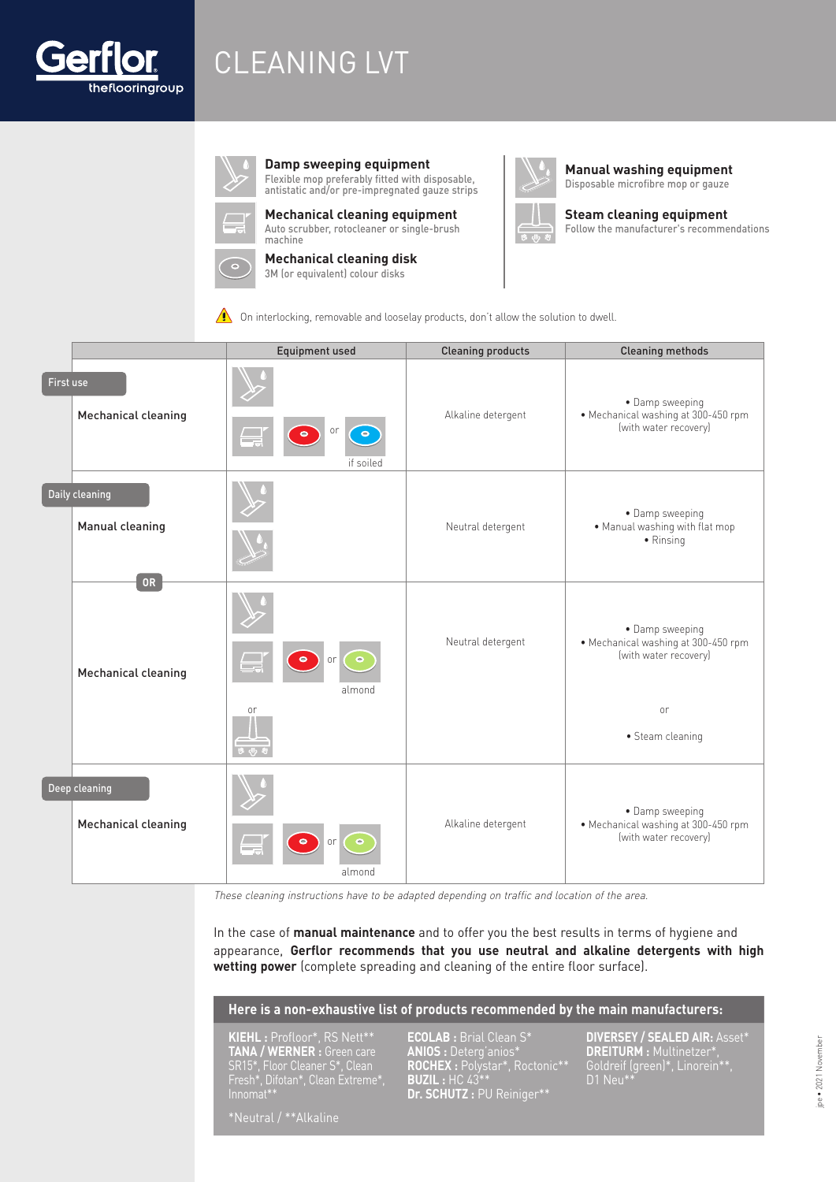# CLEANING LVT

**Damp sweeping equipment**
Flexible mop preferably fitted with disposable, antistatic and/or pre-impregnated gauze strips

**Mechanical cleaning equipment**
Auto scrubber, rotocleaner or single-brush machine

**Mechanical cleaning disk**
3M (or equivalent) colour disks

**Manual washing equipment**
Disposable microfibre mop or gauze

**Steam cleaning equipment**
Follow the manufacturer's recommendations

⚠ On interlocking, removable and looselay products, don't allow the solution to dwell.

| | Equipment used | Cleaning products | Cleaning methods |
|---|---|---|---|
| **First use** – Mechanical cleaning | Damp sweeping equipment; Mechanical cleaning equipment + red disk or blue disk (if soiled) | Alkaline detergent | • Damp sweeping<br>• Mechanical washing at 300-450 rpm (with water recovery) |
| **Daily cleaning** – Manual cleaning | Damp sweeping equipment; Manual washing equipment | Neutral detergent | • Damp sweeping<br>• Manual washing with flat mop<br>• Rinsing |
| OR – Mechanical cleaning | Damp sweeping equipment; Mechanical cleaning equipment + red disk or almond disk; or Steam cleaning equipment | Neutral detergent | • Damp sweeping<br>• Mechanical washing at 300-450 rpm (with water recovery)<br>or<br>• Steam cleaning |
| **Deep cleaning** – Mechanical cleaning | Damp sweeping equipment; Mechanical cleaning equipment + red disk or almond disk | Alkaline detergent | • Damp sweeping<br>• Mechanical washing at 300-450 rpm (with water recovery) |

*These cleaning instructions have to be adapted depending on traffic and location of the area.*

In the case of **manual maintenance** and to offer you the best results in terms of hygiene and appearance, **Gerflor recommends that you use neutral and alkaline detergents with high wetting power** (complete spreading and cleaning of the entire floor surface).

**Here is a non-exhaustive list of products recommended by the main manufacturers:**

**KIEHL :** Profloor*, RS Nett**
**TANA / WERNER :** Green care SR15*, Floor Cleaner S*, Clean Fresh*, Difotan*, Clean Extreme*, Innomat**

**ECOLAB :** Brial Clean S*
**ANIOS :** Deterg'anios*
**ROCHEX :** Polystar*, Roctonic**
**BUZIL :** HC 43**
**Dr. SCHUTZ :** PU Reiniger**

**DIVERSEY / SEALED AIR:** Asset*
**DREITURM :** Multinetzer*, Goldreif (green)*, Linorein**, D1 Neu**

*Neutral / **Alkaline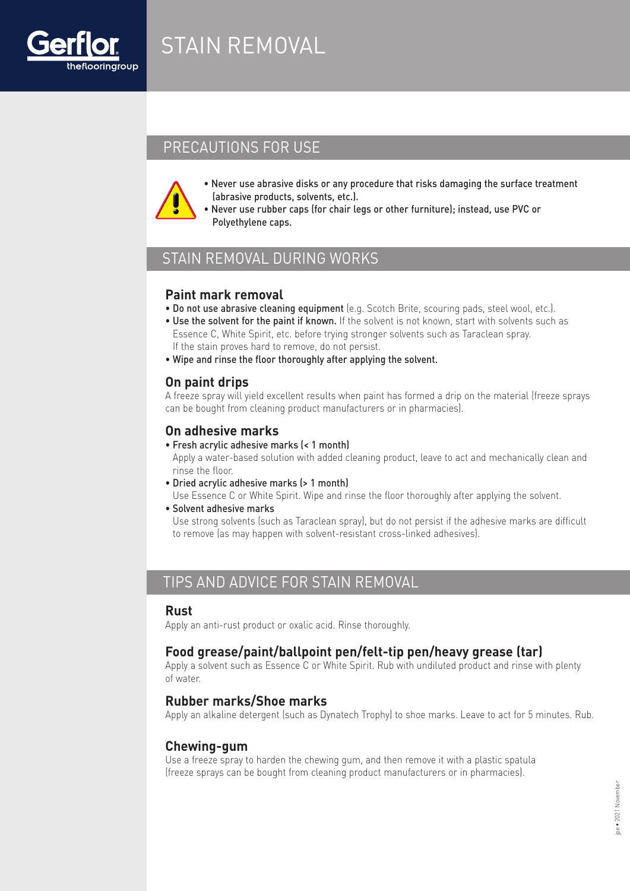# STAIN REMOVAL

## PRECAUTIONS FOR USE

- Never use abrasive disks or any procedure that risks damaging the surface treatment (abrasive products, solvents, etc.).
- Never use rubber caps (for chair legs or other furniture); instead, use PVC or Polyethylene caps.

## STAIN REMOVAL DURING WORKS

### Paint mark removal

- **Do not use abrasive cleaning equipment** (e.g. Scotch Brite, scouring pads, steel wool, etc.).
- **Use the solvent for the paint if known.** If the solvent is not known, start with solvents such as Essence C, White Spirit, etc. before trying stronger solvents such as Taraclean spray. If the stain proves hard to remove, do not persist.
- Wipe and rinse the floor thoroughly after applying the solvent.

### On paint drips

A freeze spray will yield excellent results when paint has formed a drip on the material (freeze sprays can be bought from cleaning product manufacturers or in pharmacies).

### On adhesive marks

- Fresh acrylic adhesive marks (< 1 month)
  Apply a water-based solution with added cleaning product, leave to act and mechanically clean and rinse the floor.
- Dried acrylic adhesive marks (> 1 month)
  Use Essence C or White Spirit. Wipe and rinse the floor thoroughly after applying the solvent.
- Solvent adhesive marks
  Use strong solvents (such as Taraclean spray), but do not persist if the adhesive marks are difficult to remove (as may happen with solvent-resistant cross-linked adhesives).

## TIPS AND ADVICE FOR STAIN REMOVAL

### Rust

Apply an anti-rust product or oxalic acid. Rinse thoroughly.

### Food grease/paint/ballpoint pen/felt-tip pen/heavy grease (tar)

Apply a solvent such as Essence C or White Spirit. Rub with undiluted product and rinse with plenty of water.

### Rubber marks/Shoe marks

Apply an alkaline detergent (such as Dynatech Trophy) to shoe marks. Leave to act for 5 minutes. Rub.

### Chewing-gum

Use a freeze spray to harden the chewing gum, and then remove it with a plastic spatula (freeze sprays can be bought from cleaning product manufacturers or in pharmacies).